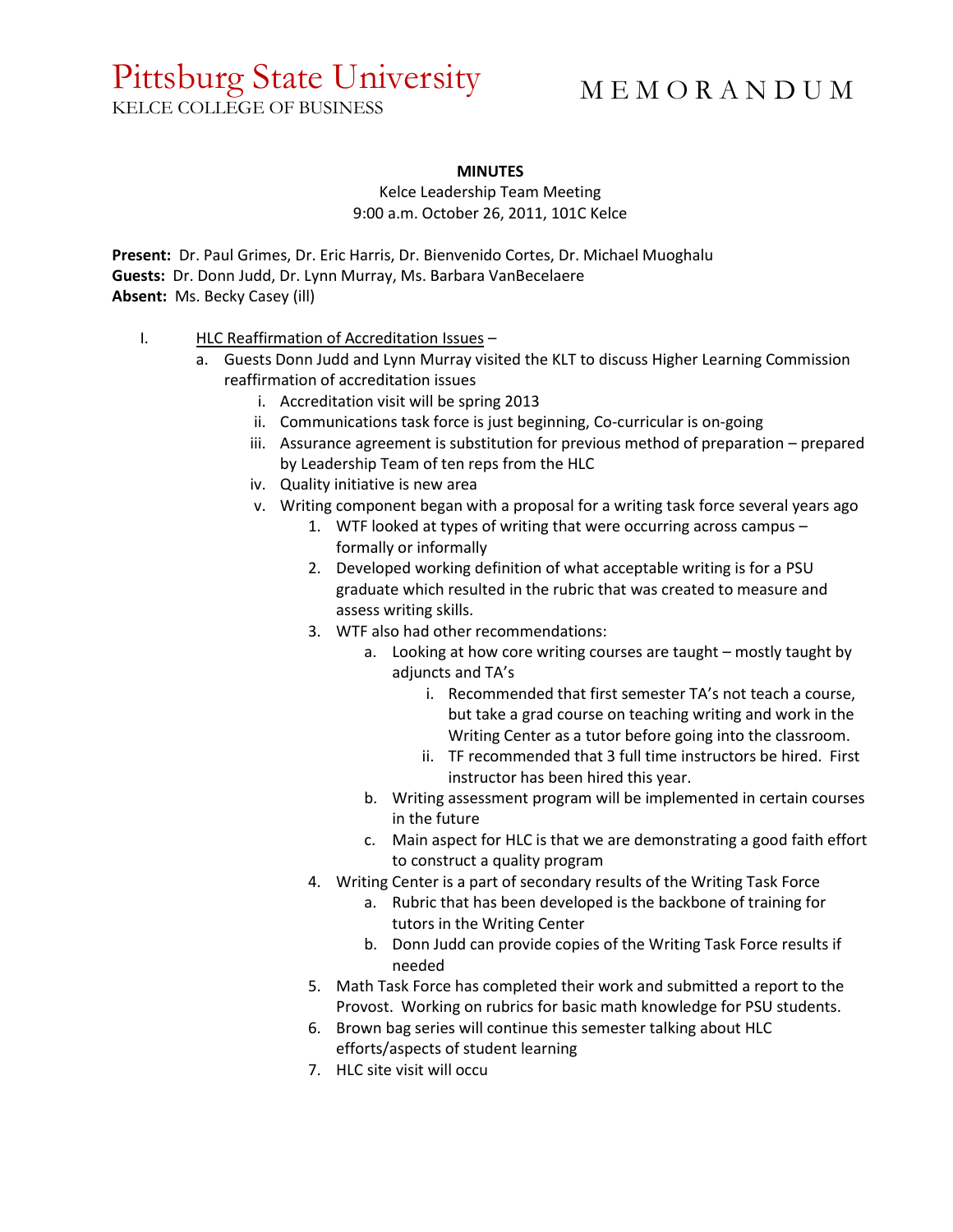# Pittsburg State University
KELCE COLLEGE OF BUSINESS

M E M O R A N D U M

**MINUTES**

Kelce Leadership Team Meeting
9:00 a.m. October 26, 2011, 101C Kelce

**Present:** Dr. Paul Grimes, Dr. Eric Harris, Dr. Bienvenido Cortes, Dr. Michael Muoghalu
**Guests:** Dr. Donn Judd, Dr. Lynn Murray, Ms. Barbara VanBecelaere
**Absent:** Ms. Becky Casey (ill)

I. HLC Reaffirmation of Accreditation Issues –
   a. Guests Donn Judd and Lynn Murray visited the KLT to discuss Higher Learning Commission reaffirmation of accreditation issues
      i. Accreditation visit will be spring 2013
      ii. Communications task force is just beginning, Co-curricular is on-going
      iii. Assurance agreement is substitution for previous method of preparation – prepared by Leadership Team of ten reps from the HLC
      iv. Quality initiative is new area
      v. Writing component began with a proposal for a writing task force several years ago
         1. WTF looked at types of writing that were occurring across campus – formally or informally
         2. Developed working definition of what acceptable writing is for a PSU graduate which resulted in the rubric that was created to measure and assess writing skills.
         3. WTF also had other recommendations:
            a. Looking at how core writing courses are taught – mostly taught by adjuncts and TA's
               i. Recommended that first semester TA's not teach a course, but take a grad course on teaching writing and work in the Writing Center as a tutor before going into the classroom.
               ii. TF recommended that 3 full time instructors be hired. First instructor has been hired this year.
            b. Writing assessment program will be implemented in certain courses in the future
            c. Main aspect for HLC is that we are demonstrating a good faith effort to construct a quality program
         4. Writing Center is a part of secondary results of the Writing Task Force
            a. Rubric that has been developed is the backbone of training for tutors in the Writing Center
            b. Donn Judd can provide copies of the Writing Task Force results if needed
         5. Math Task Force has completed their work and submitted a report to the Provost. Working on rubrics for basic math knowledge for PSU students.
         6. Brown bag series will continue this semester talking about HLC efforts/aspects of student learning
         7. HLC site visit will occu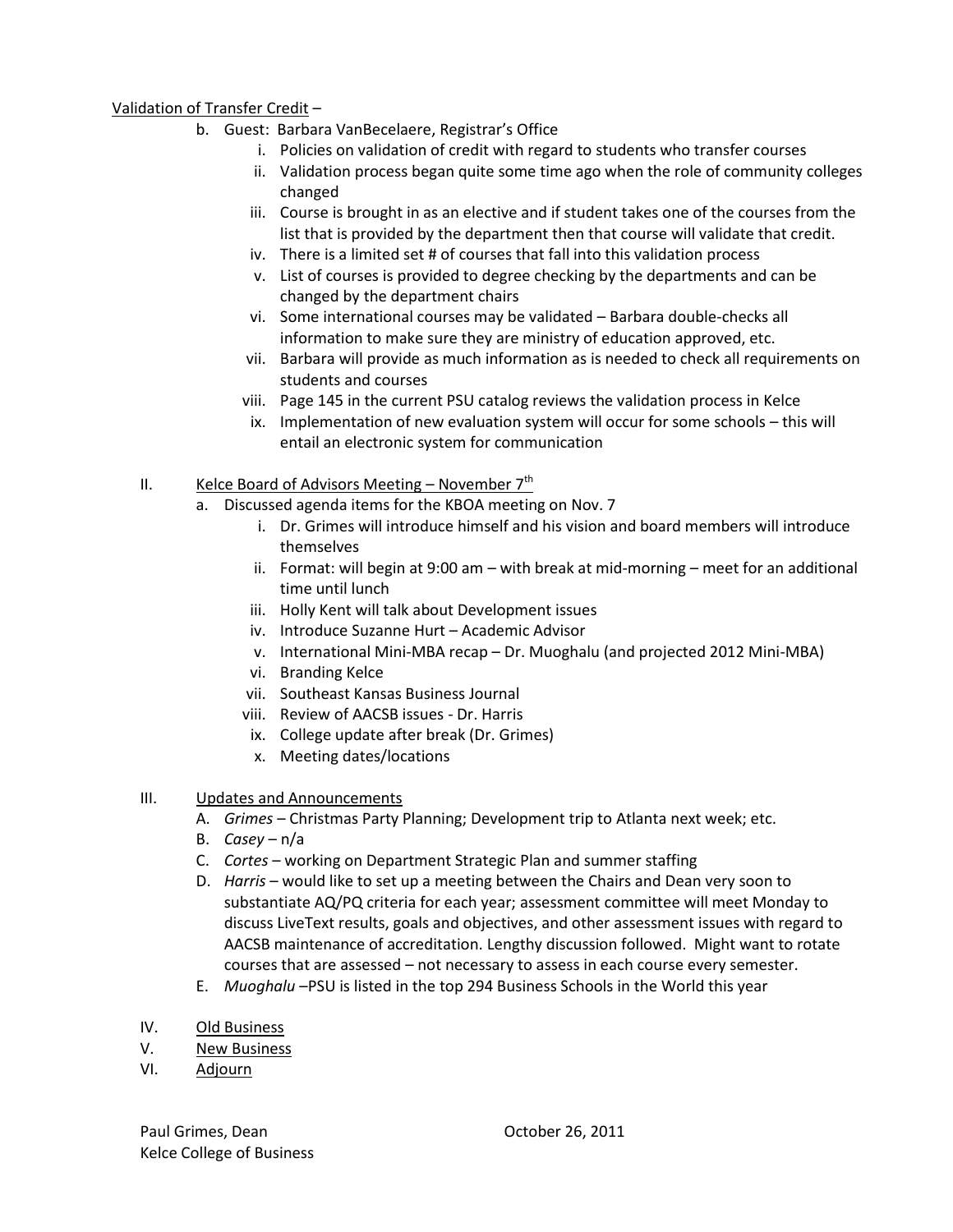Validation of Transfer Credit –

b. Guest: Barbara VanBecelaere, Registrar's Office
    i. Policies on validation of credit with regard to students who transfer courses
    ii. Validation process began quite some time ago when the role of community colleges changed
    iii. Course is brought in as an elective and if student takes one of the courses from the list that is provided by the department then that course will validate that credit.
    iv. There is a limited set # of courses that fall into this validation process
    v. List of courses is provided to degree checking by the departments and can be changed by the department chairs
    vi. Some international courses may be validated – Barbara double-checks all information to make sure they are ministry of education approved, etc.
    vii. Barbara will provide as much information as is needed to check all requirements on students and courses
    viii. Page 145 in the current PSU catalog reviews the validation process in Kelce
    ix. Implementation of new evaluation system will occur for some schools – this will entail an electronic system for communication

II. Kelce Board of Advisors Meeting – November 7th

a. Discussed agenda items for the KBOA meeting on Nov. 7
    i. Dr. Grimes will introduce himself and his vision and board members will introduce themselves
    ii. Format: will begin at 9:00 am – with break at mid-morning – meet for an additional time until lunch
    iii. Holly Kent will talk about Development issues
    iv. Introduce Suzanne Hurt – Academic Advisor
    v. International Mini-MBA recap – Dr. Muoghalu (and projected 2012 Mini-MBA)
    vi. Branding Kelce
    vii. Southeast Kansas Business Journal
    viii. Review of AACSB issues - Dr. Harris
    ix. College update after break (Dr. Grimes)
    x. Meeting dates/locations

III. Updates and Announcements

A. *Grimes* – Christmas Party Planning; Development trip to Atlanta next week; etc.
B. *Casey* – n/a
C. *Cortes* – working on Department Strategic Plan and summer staffing
D. *Harris* – would like to set up a meeting between the Chairs and Dean very soon to substantiate AQ/PQ criteria for each year; assessment committee will meet Monday to discuss LiveText results, goals and objectives, and other assessment issues with regard to AACSB maintenance of accreditation. Lengthy discussion followed. Might want to rotate courses that are assessed – not necessary to assess in each course every semester.
E. *Muoghalu* –PSU is listed in the top 294 Business Schools in the World this year

IV. Old Business

V. New Business

VI. Adjourn

Paul Grimes, Dean
Kelce College of Business

October 26, 2011